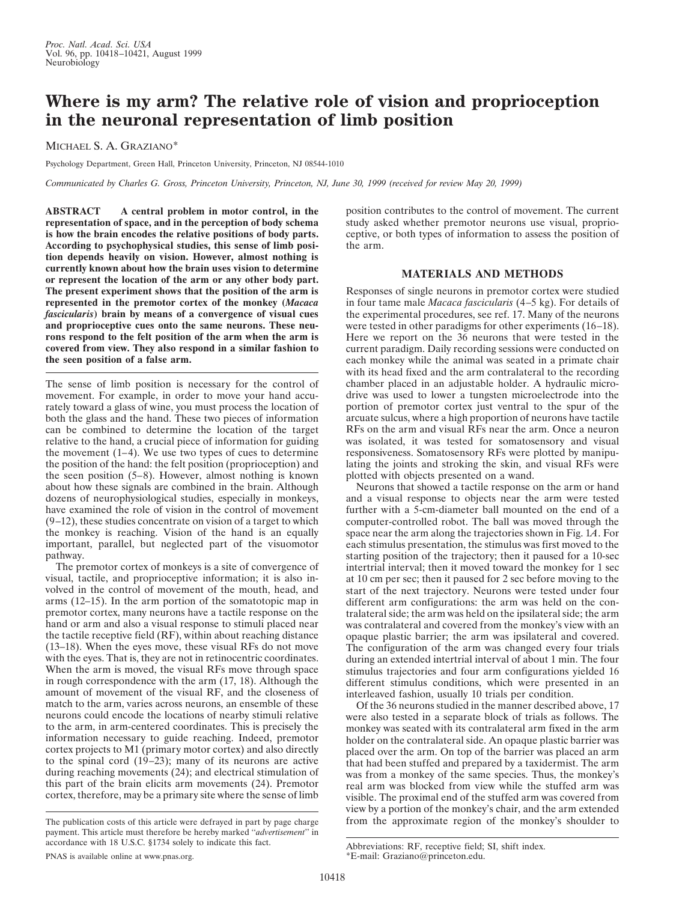# Where is my arm? The relative role of vision and proprioception in the neuronal representation of limb position

MICHAEL S. A. GRAZIANO*

Psychology Department, Green Hall, Princeton University, Princeton, NJ 08544-1010

*Communicated by Charles G. Gross, Princeton University, Princeton, NJ, June 30, 1999 (received for review May 20, 1999)*

**ABSTRACT  A central problem in motor control, in the representation of space, and in the perception of body schema is how the brain encodes the relative positions of body parts. According to psychophysical studies, this sense of limb position depends heavily on vision. However, almost nothing is currently known about how the brain uses vision to determine or represent the location of the arm or any other body part. The present experiment shows that the position of the arm is represented in the premotor cortex of the monkey (*Macaca fascicularis*) brain by means of a convergence of visual cues and proprioceptive cues onto the same neurons. These neurons respond to the felt position of the arm when the arm is covered from view. They also respond in a similar fashion to the seen position of a false arm.**

The sense of limb position is necessary for the control of movement. For example, in order to move your hand accurately toward a glass of wine, you must process the location of both the glass and the hand. These two pieces of information can be combined to determine the location of the target relative to the hand, a crucial piece of information for guiding the movement (1–4). We use two types of cues to determine the position of the hand: the felt position (proprioception) and the seen position (5–8). However, almost nothing is known about how these signals are combined in the brain. Although dozens of neurophysiological studies, especially in monkeys, have examined the role of vision in the control of movement (9–12), these studies concentrate on vision of a target to which the monkey is reaching. Vision of the hand is an equally important, parallel, but neglected part of the visuomotor pathway.

The premotor cortex of monkeys is a site of convergence of visual, tactile, and proprioceptive information; it is also involved in the control of movement of the mouth, head, and arms (12–15). In the arm portion of the somatotopic map in premotor cortex, many neurons have a tactile response on the hand or arm and also a visual response to stimuli placed near the tactile receptive field (RF), within about reaching distance (13–18). When the eyes move, these visual RFs do not move with the eyes. That is, they are not in retinocentric coordinates. When the arm is moved, the visual RFs move through space in rough correspondence with the arm (17, 18). Although the amount of movement of the visual RF, and the closeness of match to the arm, varies across neurons, an ensemble of these neurons could encode the locations of nearby stimuli relative to the arm, in arm-centered coordinates. This is precisely the information necessary to guide reaching. Indeed, premotor cortex projects to M1 (primary motor cortex) and also directly to the spinal cord (19–23); many of its neurons are active during reaching movements (24); and electrical stimulation of this part of the brain elicits arm movements (24). Premotor cortex, therefore, may be a primary site where the sense of limb position contributes to the control of movement. The current study asked whether premotor neurons use visual, proprioceptive, or both types of information to assess the position of the arm.

## MATERIALS AND METHODS

Responses of single neurons in premotor cortex were studied in four tame male *Macaca fascicularis* (4–5 kg). For details of the experimental procedures, see ref. 17. Many of the neurons were tested in other paradigms for other experiments (16–18). Here we report on the 36 neurons that were tested in the current paradigm. Daily recording sessions were conducted on each monkey while the animal was seated in a primate chair with its head fixed and the arm contralateral to the recording chamber placed in an adjustable holder. A hydraulic microdrive was used to lower a tungsten microelectrode into the portion of premotor cortex just ventral to the spur of the arcuate sulcus, where a high proportion of neurons have tactile RFs on the arm and visual RFs near the arm. Once a neuron was isolated, it was tested for somatosensory and visual responsiveness. Somatosensory RFs were plotted by manipulating the joints and stroking the skin, and visual RFs were plotted with objects presented on a wand.

Neurons that showed a tactile response on the arm or hand and a visual response to objects near the arm were tested further with a 5-cm-diameter ball mounted on the end of a computer-controlled robot. The ball was moved through the space near the arm along the trajectories shown in Fig. 1*A*. For each stimulus presentation, the stimulus was first moved to the starting position of the trajectory; then it paused for a 10-sec intertrial interval; then it moved toward the monkey for 1 sec at 10 cm per sec; then it paused for 2 sec before moving to the start of the next trajectory. Neurons were tested under four different arm configurations: the arm was held on the contralateral side; the arm was held on the ipsilateral side; the arm was contralateral and covered from the monkey's view with an opaque plastic barrier; the arm was ipsilateral and covered. The configuration of the arm was changed every four trials during an extended intertrial interval of about 1 min. The four stimulus trajectories and four arm configurations yielded 16 different stimulus conditions, which were presented in an interleaved fashion, usually 10 trials per condition.

Of the 36 neurons studied in the manner described above, 17 were also tested in a separate block of trials as follows. The monkey was seated with its contralateral arm fixed in the arm holder on the contralateral side. An opaque plastic barrier was placed over the arm. On top of the barrier was placed an arm that had been stuffed and prepared by a taxidermist. The arm was from a monkey of the same species. Thus, the monkey's real arm was blocked from view while the stuffed arm was visible. The proximal end of the stuffed arm was covered from view by a portion of the monkey's chair, and the arm extended from the approximate region of the monkey's shoulder to

The publication costs of this article were defrayed in part by page charge payment. This article must therefore be hereby marked "*advertisement*" in accordance with 18 U.S.C. §1734 solely to indicate this fact.

PNAS is available online at www.pnas.org.

Abbreviations: RF, receptive field; SI, shift index.

*E-mail: Graziano@princeton.edu.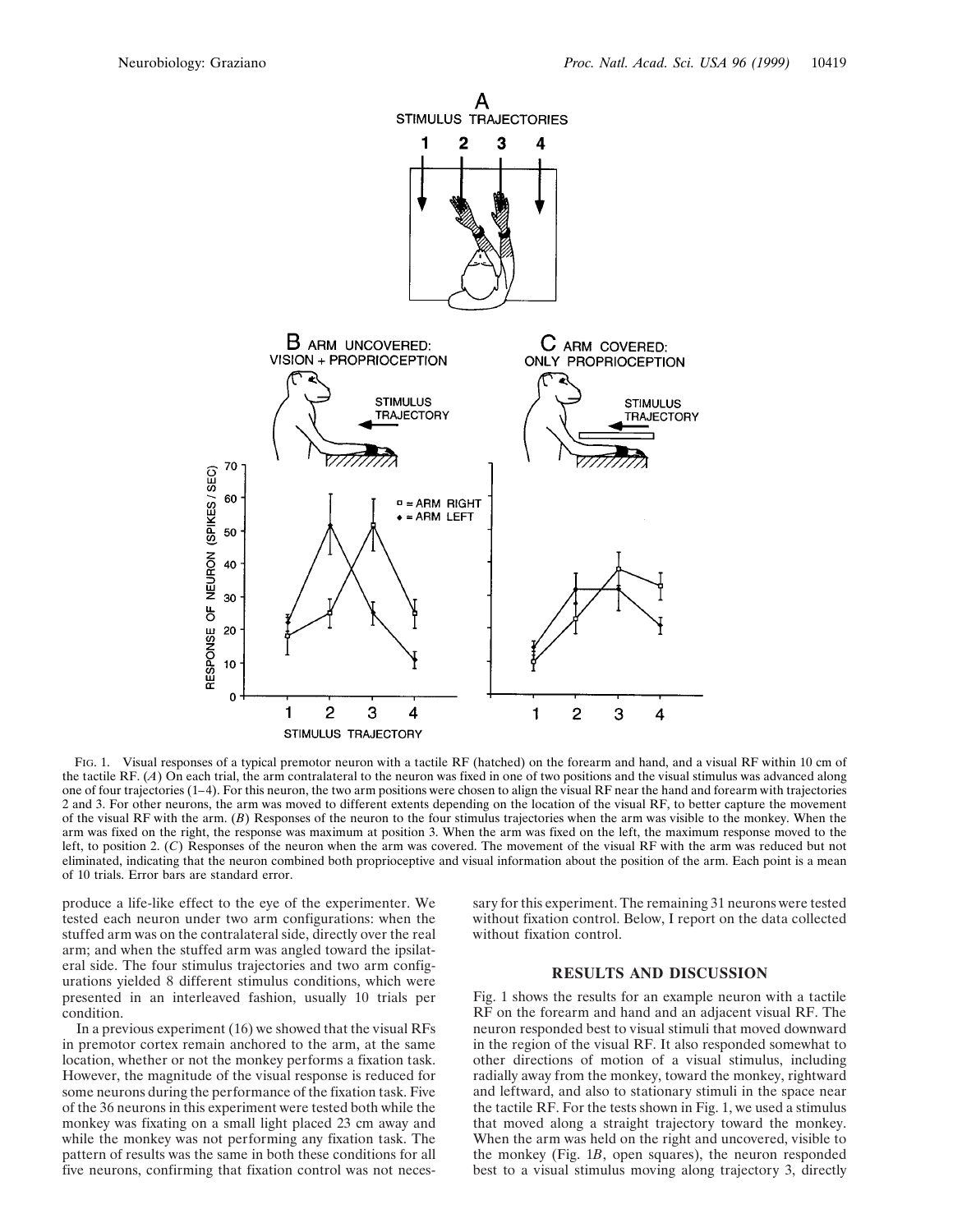FIG. 1. Visual responses of a typical premotor neuron with a tactile RF (hatched) on the forearm and hand, and a visual RF within 10 cm of the tactile RF. (*A*) On each trial, the arm contralateral to the neuron was fixed in one of two positions and the visual stimulus was advanced along one of four trajectories (1–4). For this neuron, the two arm positions were chosen to align the visual RF near the hand and forearm with trajectories 2 and 3. For other neurons, the arm was moved to different extents depending on the location of the visual RF, to better capture the movement of the visual RF with the arm. (*B*) Responses of the neuron to the four stimulus trajectories when the arm was visible to the monkey. When the arm was fixed on the right, the response was maximum at position 3. When the arm was fixed on the left, the maximum response moved to the left, to position 2. (*C*) Responses of the neuron when the arm was covered. The movement of the visual RF with the arm was reduced but not eliminated, indicating that the neuron combined both proprioceptive and visual information about the position of the arm. Each point is a mean of 10 trials. Error bars are standard error.

produce a life-like effect to the eye of the experimenter. We tested each neuron under two arm configurations: when the stuffed arm was on the contralateral side, directly over the real arm; and when the stuffed arm was angled toward the ipsilateral side. The four stimulus trajectories and two arm configurations yielded 8 different stimulus conditions, which were presented in an interleaved fashion, usually 10 trials per condition.

In a previous experiment (16) we showed that the visual RFs in premotor cortex remain anchored to the arm, at the same location, whether or not the monkey performs a fixation task. However, the magnitude of the visual response is reduced for some neurons during the performance of the fixation task. Five of the 36 neurons in this experiment were tested both while the monkey was fixating on a small light placed 23 cm away and while the monkey was not performing any fixation task. The pattern of results was the same in both these conditions for all five neurons, confirming that fixation control was not necessary for this experiment. The remaining 31 neurons were tested without fixation control. Below, I report on the data collected without fixation control.

## RESULTS AND DISCUSSION

Fig. 1 shows the results for an example neuron with a tactile RF on the forearm and hand and an adjacent visual RF. The neuron responded best to visual stimuli that moved downward in the region of the visual RF. It also responded somewhat to other directions of motion of a visual stimulus, including radially away from the monkey, toward the monkey, rightward and leftward, and also to stationary stimuli in the space near the tactile RF. For the tests shown in Fig. 1, we used a stimulus that moved along a straight trajectory toward the monkey. When the arm was held on the right and uncovered, visible to the monkey (Fig. 1*B*, open squares), the neuron responded best to a visual stimulus moving along trajectory 3, directly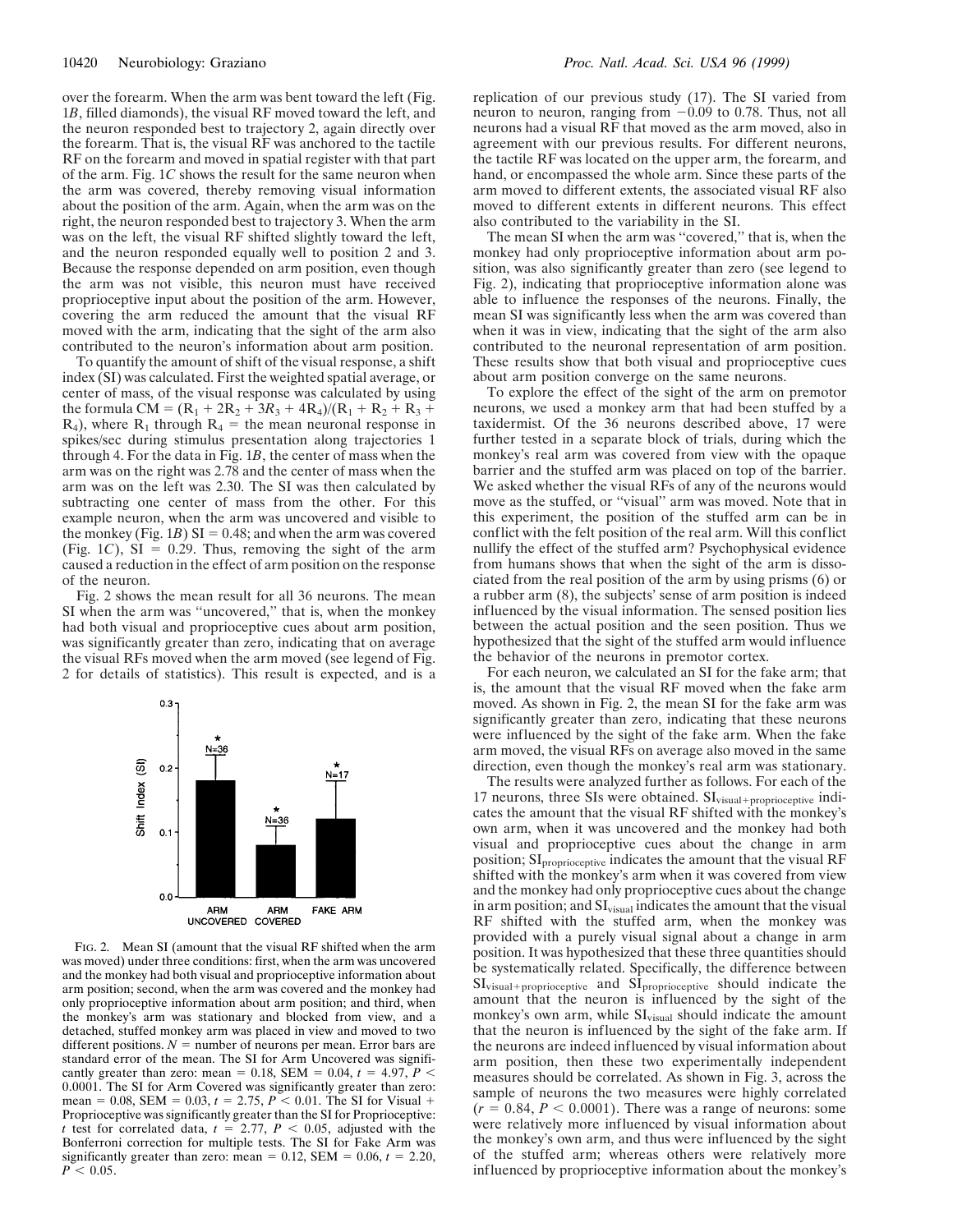over the forearm. When the arm was bent toward the left (Fig. 1*B*, filled diamonds), the visual RF moved toward the left, and the neuron responded best to trajectory 2, again directly over the forearm. That is, the visual RF was anchored to the tactile RF on the forearm and moved in spatial register with that part of the arm. Fig. 1*C* shows the result for the same neuron when the arm was covered, thereby removing visual information about the position of the arm. Again, when the arm was on the right, the neuron responded best to trajectory 3. When the arm was on the left, the visual RF shifted slightly toward the left, and the neuron responded equally well to position 2 and 3. Because the response depended on arm position, even though the arm was not visible, this neuron must have received proprioceptive input about the position of the arm. However, covering the arm reduced the amount that the visual RF moved with the arm, indicating that the sight of the arm also contributed to the neuron's information about arm position.

To quantify the amount of shift of the visual response, a shift index (SI) was calculated. First the weighted spatial average, or center of mass, of the visual response was calculated by using the formula $CM = (R_1 + 2R_2 + 3R_3 + 4R_4)/(R_1 + R_2 + R_3 + R_4)$, where $R_1$ through $R_4$ = the mean neuronal response in spikes/sec during stimulus presentation along trajectories 1 through 4. For the data in Fig. 1*B*, the center of mass when the arm was on the right was 2.78 and the center of mass when the arm was on the left was 2.30. The SI was then calculated by subtracting one center of mass from the other. For this example neuron, when the arm was uncovered and visible to the monkey (Fig. 1*B*) SI = 0.48; and when the arm was covered (Fig. 1*C*), SI = 0.29. Thus, removing the sight of the arm caused a reduction in the effect of arm position on the response of the neuron.

Fig. 2 shows the mean result for all 36 neurons. The mean SI when the arm was "uncovered," that is, when the monkey had both visual and proprioceptive cues about arm position, was significantly greater than zero, indicating that on average the visual RFs moved when the arm moved (see legend of Fig. 2 for details of statistics). This result is expected, and is a replication of our previous study (17). The SI varied from neuron to neuron, ranging from −0.09 to 0.78. Thus, not all neurons had a visual RF that moved as the arm moved, also in agreement with our previous results. For different neurons, the tactile RF was located on the upper arm, the forearm, and hand, or encompassed the whole arm. Since these parts of the arm moved to different extents, the associated visual RF also moved to different extents in different neurons. This effect also contributed to the variability in the SI.

The mean SI when the arm was "covered," that is, when the monkey had only proprioceptive information about arm position, was also significantly greater than zero (see legend to Fig. 2), indicating that proprioceptive information alone was able to influence the responses of the neurons. Finally, the mean SI was significantly less when the arm was covered than when it was in view, indicating that the sight of the arm also contributed to the neuronal representation of arm position. These results show that both visual and proprioceptive cues about arm position converge on the same neurons.

To explore the effect of the sight of the arm on premotor neurons, we used a monkey arm that had been stuffed by a taxidermist. Of the 36 neurons described above, 17 were further tested in a separate block of trials, during which the monkey's real arm was covered from view with the opaque barrier and the stuffed arm was placed on top of the barrier. We asked whether the visual RFs of any of the neurons would move as the stuffed, or "visual" arm was moved. Note that in this experiment, the position of the stuffed arm can be in conflict with the felt position of the real arm. Will this conflict nullify the effect of the stuffed arm? Psychophysical evidence from humans shows that when the sight of the arm is dissociated from the real position of the arm by using prisms (6) or a rubber arm (8), the subjects' sense of arm position is indeed influenced by the visual information. The sensed position lies between the actual position and the seen position. Thus we hypothesized that the sight of the stuffed arm would influence the behavior of the neurons in premotor cortex.

For each neuron, we calculated an SI for the fake arm; that is, the amount that the visual RF moved when the fake arm moved. As shown in Fig. 2, the mean SI for the fake arm was significantly greater than zero, indicating that these neurons were influenced by the sight of the fake arm. When the fake arm moved, the visual RFs on average also moved in the same direction, even though the monkey's real arm was stationary.

The results were analyzed further as follows. For each of the 17 neurons, three SIs were obtained. $SI_{visual+proprioceptive}$ indicates the amount that the visual RF shifted with the monkey's own arm, when it was uncovered and the monkey had both visual and proprioceptive cues about the change in arm position; $SI_{proprioceptive}$ indicates the amount that the visual RF shifted with the monkey's arm when it was covered from view and the monkey had only proprioceptive cues about the change in arm position; and $SI_{visual}$ indicates the amount that the visual RF shifted with the stuffed arm, when the monkey was provided with a purely visual signal about a change in arm position. It was hypothesized that these three quantities should be systematically related. Specifically, the difference between $SI_{visual+proprioceptive}$ and $SI_{proprioceptive}$ should indicate the amount that the neuron is influenced by the sight of the monkey's own arm, while $SI_{visual}$ should indicate the amount that the neuron is influenced by the sight of the fake arm. If the neurons are indeed influenced by visual information about arm position, then these two experimentally independent measures should be correlated. As shown in Fig. 3, across the sample of neurons the two measures were highly correlated ($r = 0.84$, $P < 0.0001$). There was a range of neurons: some were relatively more influenced by visual information about the monkey's own arm, and thus were influenced by the sight of the stuffed arm; whereas others were relatively more influenced by proprioceptive information about the monkey's

FIG. 2. Mean SI (amount that the visual RF shifted when the arm was moved) under three conditions: first, when the arm was uncovered and the monkey had both visual and proprioceptive information about arm position; second, when the arm was covered and the monkey had only proprioceptive information about arm position; and third, when the monkey's arm was stationary and blocked from view, and a detached, stuffed monkey arm was placed in view and moved to two different positions. $N$ = number of neurons per mean. Error bars are standard error of the mean. The SI for Arm Uncovered was significantly greater than zero: mean = 0.18, SEM = 0.04, $t = 4.97$, $P < 0.0001$. The SI for Arm Covered was significantly greater than zero: mean = 0.08, SEM = 0.03, $t = 2.75$, $P < 0.01$. The SI for Visual + Proprioceptive was significantly greater than the SI for Proprioceptive: $t$ test for correlated data, $t = 2.77$, $P < 0.05$, adjusted with the Bonferroni correction for multiple tests. The SI for Fake Arm was significantly greater than zero: mean = 0.12, SEM = 0.06, $t = 2.20$, $P < 0.05$.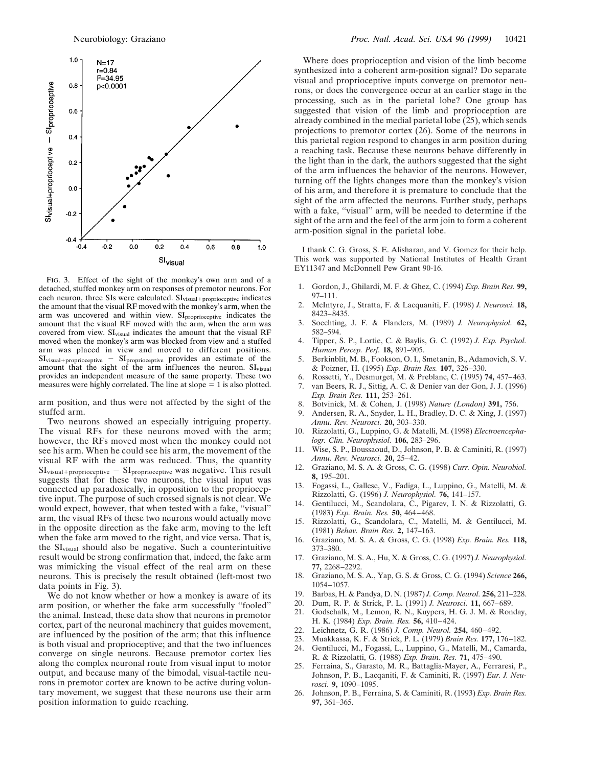N=17
r=0.84
F=34.95
p<0.0001

$SI_{visual+proprioceptive} - SI_{proprioceptive}$

$SI_{visual}$

1.0
0.8
0.6
0.4
0.2
0.0
-0.2
-0.4

-0.4 -0.2 0.0 0.2 0.4 0.6 0.8 1.0

FIG. 3. Effect of the sight of the monkey's own arm and of a detached, stuffed monkey arm on responses of premotor neurons. For each neuron, three SIs were calculated. $SI_{visual+proprioceptive}$ indicates the amount that the visual RF moved with the monkey's arm, when the arm was uncovered and within view. $SI_{proprioceptive}$ indicates the amount that the visual RF moved with the arm, when the arm was covered from view. $SI_{visual}$ indicates the amount that the visual RF moved when the monkey's arm was blocked from view and a stuffed arm was placed in view and moved to different positions. $SI_{visual+proprioceptive} - SI_{proprioceptive}$ provides an estimate of the amount that the sight of the arm influences the neuron. $SI_{visual}$ provides an independent measure of the same property. These two measures were highly correlated. The line at slope = 1 is also plotted.

arm position, and thus were not affected by the sight of the stuffed arm.

Two neurons showed an especially intriguing property. The visual RFs for these neurons moved with the arm; however, the RFs moved most when the monkey could not see his arm. When he could see his arm, the movement of the visual RF with the arm was reduced. Thus, the quantity $SI_{visual+proprioceptive} - SI_{proprioceptive}$ was negative. This result suggests that for these two neurons, the visual input was connected up paradoxically, in opposition to the proprioceptive input. The purpose of such crossed signals is not clear. We would expect, however, that when tested with a fake, "visual" arm, the visual RFs of these two neurons would actually move in the opposite direction as the fake arm, moving to the left when the fake arm moved to the right, and vice versa. That is, the $SI_{visual}$ should also be negative. Such a counterintuitive result would be strong confirmation that, indeed, the fake arm was mimicking the visual effect of the real arm on these neurons. This is precisely the result obtained (left-most two data points in Fig. 3).

We do not know whether or how a monkey is aware of its arm position, or whether the fake arm successfully "fooled" the animal. Instead, these data show that neurons in premotor cortex, part of the neuronal machinery that guides movement, are influenced by the position of the arm; that this influence is both visual and proprioceptive; and that the two influences converge on single neurons. Because premotor cortex lies along the complex neuronal route from visual input to motor output, and because many of the bimodal, visual-tactile neurons in premotor cortex are known to be active during voluntary movement, we suggest that these neurons use their arm position information to guide reaching.

Where does proprioception and vision of the limb become synthesized into a coherent arm-position signal? Do separate visual and proprioceptive inputs converge on premotor neurons, or does the convergence occur at an earlier stage in the processing, such as in the parietal lobe? One group has suggested that vision of the limb and proprioception are already combined in the medial parietal lobe (25), which sends projections to premotor cortex (26). Some of the neurons in this parietal region respond to changes in arm position during a reaching task. Because these neurons behave differently in the light than in the dark, the authors suggested that the sight of the arm influences the behavior of the neurons. However, turning off the lights changes more than the monkey's vision of his arm, and therefore it is premature to conclude that the sight of the arm affected the neurons. Further study, perhaps with a fake, "visual" arm, will be needed to determine if the sight of the arm and the feel of the arm join to form a coherent arm-position signal in the parietal lobe.

I thank C. G. Gross, S. E. Alisharan, and V. Gomez for their help. This work was supported by National Institutes of Health Grant EY11347 and McDonnell Pew Grant 90-16.

1. Gordon, J., Ghilardi, M. F. & Ghez, C. (1994) *Exp. Brain Res.* **99,** 97–111.
2. McIntyre, J., Stratta, F. & Lacquaniti, F. (1998) *J. Neurosci.* **18,** 8423–8435.
3. Soechting, J. F. & Flanders, M. (1989) *J. Neurophysiol.* **62,** 582–594.
4. Tipper, S. P., Lortie, C. & Baylis, G. C. (1992) *J. Exp. Psychol. Human Percep. Perf.* **18,** 891–905.
5. Berkinblit, M. B., Fookson, O. I., Smetanin, B., Adamovich, S. V. & Poizner, H. (1995) *Exp. Brain Res.* **107,** 326–330.
6. Rossetti, Y., Desmurget, M. & Preblanc, C. (1995) **74,** 457–463.
7. van Beers, R. J., Sittig, A. C. & Denier van der Gon, J. J. (1996) *Exp. Brain Res.* **111,** 253–261.
8. Botvinick, M. & Cohen, J. (1998) *Nature (London)* **391,** 756.
9. Andersen, R. A., Snyder, L. H., Bradley, D. C. & Xing, J. (1997) *Annu. Rev. Neurosci.* **20,** 303–330.
10. Rizzolatti, G., Luppino, G. & Matelli, M. (1998) *Electroencephalogr. Clin. Neurophysiol.* **106,** 283–296.
11. Wise, S. P., Boussaoud, D., Johnson, P. B. & Caminiti, R. (1997) *Annu. Rev. Neurosci.* **20,** 25–42.
12. Graziano, M. S. A. & Gross, C. G. (1998) *Curr. Opin. Neurobiol.* **8,** 195–201.
13. Fogassi, L., Gallese, V., Fadiga, L., Luppino, G., Matelli, M. & Rizzolatti, G. (1996) *J. Neurophysiol.* **76,** 141–157.
14. Gentilucci, M., Scandolara, C., Pigarev, I. N. & Rizzolatti, G. (1983) *Exp. Brain. Res.* **50,** 464–468.
15. Rizzolatti, G., Scandolara, C., Matelli, M. & Gentilucci, M. (1981) *Behav. Brain Res.* **2,** 147–163.
16. Graziano, M. S. A. & Gross, C. G. (1998) *Exp. Brain Res.* **118,** 373–380.
17. Graziano, M. S. A., Hu, X. & Gross, C. G. (1997) *J. Neurophysiol.* **77,** 2268–2292.
18. Graziano, M. S. A., Yap, G. S. & Gross, C. G. (1994) *Science* **266,** 1054–1057.
19. Barbas, H. & Pandya, D. N. (1987) *J. Comp. Neurol.* **256,** 211–228.
20. Dum, R. P. & Strick, P. L. (1991) *J. Neurosci.* **11,** 667–689.
21. Godschalk, M., Lemon, R. N., Kuypers, H. G. J. M. & Ronday, H. K. (1984) *Exp. Brain. Res.* **56,** 410–424.
22. Leichnetz, G. R. (1986) *J. Comp. Neurol.* **254,** 460–492.
23. Muakkassa, K. F. & Strick, P. L. (1979) *Brain Res.* **177,** 176–182.
24. Gentilucci, M., Fogassi, L., Luppino, G., Matelli, M., Camarda, R. & Rizzolatti, G. (1988) *Exp. Brain. Res.* **71,** 475–490.
25. Ferraina, S., Garasto, M. R., Battaglia-Mayer, A., Ferraresi, P., Johnson, P. B., Lacqaniti, F. & Caminiti, R. (1997) *Eur. J. Neurosci.* **9,** 1090–1095.
26. Johnson, P. B., Ferraina, S. & Caminiti, R. (1993) *Exp. Brain Res.* **97,** 361–365.